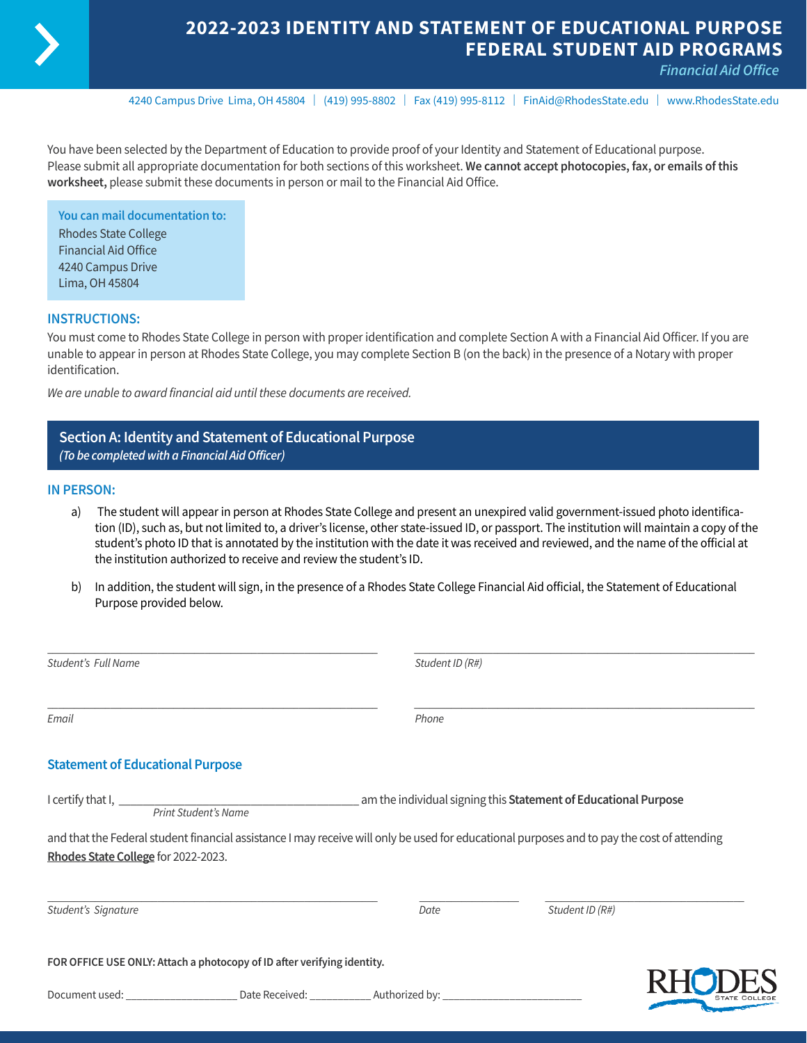# 2022-2023 IDENTITY AND STATEMENT OF EDUCATIONAL PURPOSE FEDERAL STUDENT AID PROGRAMS

*Financial Aid Office*

4240 Campus Drive Lima, OH 45804 | (419) 995-8802 | Fax (419) 995-8112 | FinAid@RhodesState.edu | www.RhodesState.edu

You have been selected by the Department of Education to provide proof of your Identity and Statement of Educational purpose. Please submit all appropriate documentation for both sections of this worksheet. **We cannot accept photocopies, fax, or emails of this worksheet,** please submit these documents in person or mail to the Financial Aid Office.

**You can mail documentation to:**
Rhodes State College
Financial Aid Office
4240 Campus Drive
Lima, OH 45804

### INSTRUCTIONS:

You must come to Rhodes State College in person with proper identification and complete Section A with a Financial Aid Officer. If you are unable to appear in person at Rhodes State College, you may complete Section B (on the back) in the presence of a Notary with proper identification.

*We are unable to award financial aid until these documents are received.*

## Section A: Identity and Statement of Educational Purpose

*(To be completed with a Financial Aid Officer)*

### IN PERSON:

a) The student will appear in person at Rhodes State College and present an unexpired valid government-issued photo identification (ID), such as, but not limited to, a driver's license, other state-issued ID, or passport. The institution will maintain a copy of the student's photo ID that is annotated by the institution with the date it was received and reviewed, and the name of the official at the institution authorized to receive and review the student's ID.

b) In addition, the student will sign, in the presence of a Rhodes State College Financial Aid official, the Statement of Educational Purpose provided below.

_______________________________ *Student's Full Name*

_______________________________ *Student ID (R#)*

_______________________________ *Email*

_______________________________ *Phone*

### Statement of Educational Purpose

I certify that I, _______________________________ am the individual signing this **Statement of Educational Purpose**
*Print Student's Name*

and that the Federal student financial assistance I may receive will only be used for educational purposes and to pay the cost of attending **Rhodes State College** for 2022-2023.

_______________________________ *Student's Signature*

_______________ *Date*

_______________________________ *Student ID (R#)*

**FOR OFFICE USE ONLY: Attach a photocopy of ID after verifying identity.**

Document used: ___________________ Date Received: ___________ Authorized by: ________________________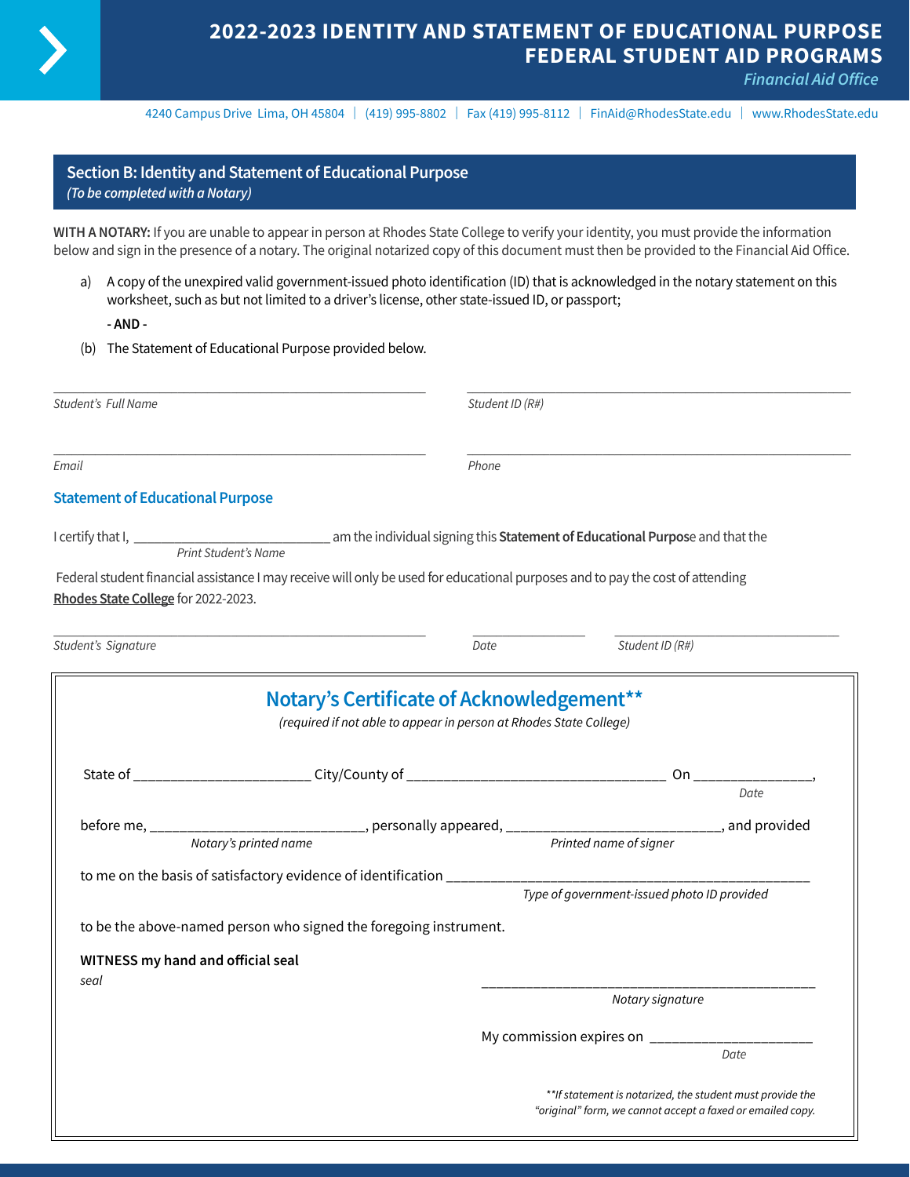# 2022-2023 IDENTITY AND STATEMENT OF EDUCATIONAL PURPOSE FEDERAL STUDENT AID PROGRAMS

*Financial Aid Office*

4240 Campus Drive Lima, OH 45804 | (419) 995-8802 | Fax (419) 995-8112 | FinAid@RhodesState.edu | www.RhodesState.edu

## Section B: Identity and Statement of Educational Purpose

*(To be completed with a Notary)*

**WITH A NOTARY:** If you are unable to appear in person at Rhodes State College to verify your identity, you must provide the information below and sign in the presence of a notary. The original notarized copy of this document must then be provided to the Financial Aid Office.

a) A copy of the unexpired valid government-issued photo identification (ID) that is acknowledged in the notary statement on this worksheet, such as but not limited to a driver's license, other state-issued ID, or passport;

**- AND -**

(b) The Statement of Educational Purpose provided below.

_______________________________________ *Student's Full Name*

_______________________________________ *Student ID (R#)*

_______________________________________ *Email*

_______________________________________ *Phone*

### Statement of Educational Purpose

I certify that I, ___________________________ *(Print Student's Name)* am the individual signing this **Statement of Educational Purpos**e and that the Federal student financial assistance I may receive will only be used for educational purposes and to pay the cost of attending **Rhodes State College** for 2022-2023.

_______________________________________ *Student's Signature*

_______________ *Date*

_______________________________ *Student ID (R#)*

### Notary's Certificate of Acknowledgement**

*(required if not able to appear in person at Rhodes State College)*

State of ______________________ City/County of _________________________________ On _______________, *(Date)*

before me, ___________________________ *(Notary's printed name)*, personally appeared, ___________________________ *(Printed name of signer)*, and provided

to me on the basis of satisfactory evidence of identification _______________________________________________ *(Type of government-issued photo ID provided)*

to be the above-named person who signed the foregoing instrument.

**WITNESS my hand and official seal**

*seal*

_______________________________________________ *Notary signature*

My commission expires on _____________________ *Date*

***If statement is notarized, the student must provide the "original" form, we cannot accept a faxed or emailed copy.*